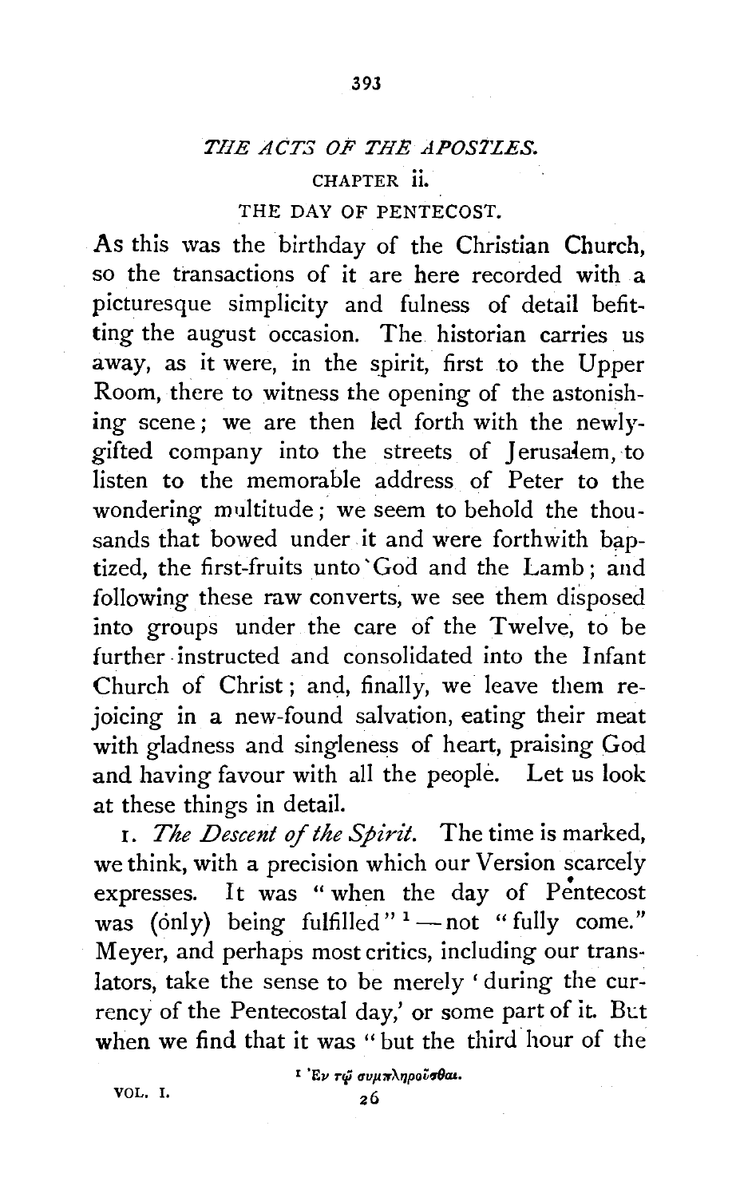# *THE ACTS OF THE APOSTLES.*

## CHAPTER ii.

### THE DAY OF PENTECOST.

As this was the birthday of the Christian Church, so the transactions of it are here recorded with a picturesque simplicity and fulness of detail befitting the august occasion. The historian carries us away, as it were, in the spirit, first to the Upper Room, there to witness the opening of the astonishing scene; we are then led forth with the newly-gifted company into the streets of Jerusalem, to listen to the memorable address of Peter to the wondering multitude; we seem to behold the thousands that bowed under it and were forthwith baptized, the first-fruits unto God and the Lamb; and following these raw converts, we see them disposed into groups under the care of the Twelve, to be further instructed and consolidated into the Infant Church of Christ; and, finally, we leave them rejoicing in a new-found salvation, eating their meat with gladness and singleness of heart, praising God and having favour with all the people. Let us look at these things in detail.

1. *The Descent of the Spirit.* The time is marked, we think, with a precision which our Version scarcely expresses. It was "when the day of Pentecost was (only) being fulfilled"[1]—not "fully come." Meyer, and perhaps most critics, including our translators, take the sense to be merely 'during the currency of the Pentecostal day,' or some part of it. But when we find that it was "but the third hour of the

[1] Ἐν τῷ συμπληροῦσθαι.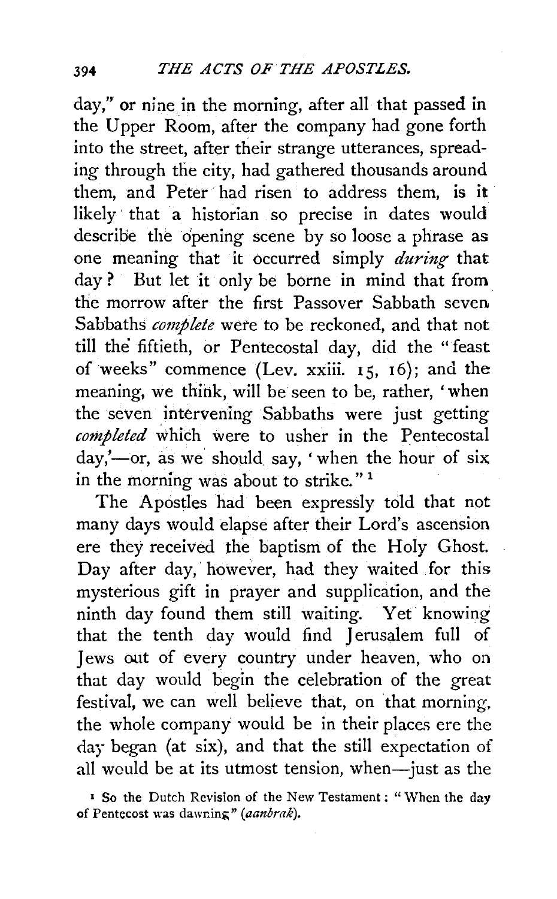day," or nine in the morning, after all that passed in the Upper Room, after the company had gone forth into the street, after their strange utterances, spreading through the city, had gathered thousands around them, and Peter had risen to address them, is it likely that a historian so precise in dates would describe the opening scene by so loose a phrase as one meaning that it occurred simply *during* that day? But let it only be borne in mind that from the morrow after the first Passover Sabbath seven Sabbaths *complete* were to be reckoned, and that not till the fiftieth, or Pentecostal day, did the "feast of weeks" commence (Lev. xxiii. 15, 16); and the meaning, we think, will be seen to be, rather, 'when the seven intervening Sabbaths were just getting *completed* which were to usher in the Pentecostal day,'—or, as we should say, 'when the hour of six in the morning was about to strike."[1]

The Apostles had been expressly told that not many days would elapse after their Lord's ascension ere they received the baptism of the Holy Ghost. Day after day, however, had they waited for this mysterious gift in prayer and supplication, and the ninth day found them still waiting. Yet knowing that the tenth day would find Jerusalem full of Jews out of every country under heaven, who on that day would begin the celebration of the great festival, we can well believe that, on that morning, the whole company would be in their places ere the day began (at six), and that the still expectation of all would be at its utmost tension, when—just as the

[1] So the Dutch Revision of the New Testament: "When the day of Pentecost was dawning" (*aanbrak*).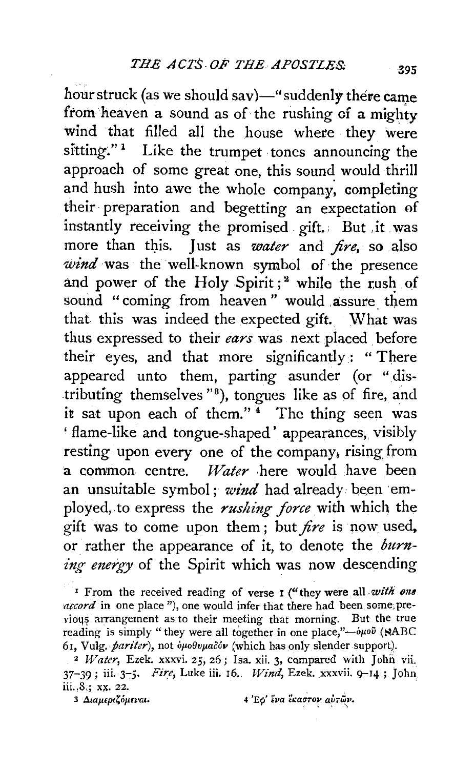hour struck (as we should sav)—"suddenly there came from heaven a sound as of the rushing of a mighty wind that filled all the house where they were sitting."[1] Like the trumpet tones announcing the approach of some great one, this sound would thrill and hush into awe the whole company, completing their preparation and begetting an expectation of instantly receiving the promised gift. But it was more than this. Just as *water* and *fire*, so also *wind* was the well-known symbol of the presence and power of the Holy Spirit;[2] while the rush of sound "coming from heaven" would assure them that this was indeed the expected gift. What was thus expressed to their *ears* was next placed before their eyes, and that more significantly: "There appeared unto them, parting asunder (or "distributing themselves"[3]), tongues like as of fire, and it sat upon each of them."[4] The thing seen was 'flame-like and tongue-shaped' appearances, visibly resting upon every one of the company, rising from a common centre. *Water* here would have been an unsuitable symbol; *wind* had already been employed, to express the *rushing force* with which the gift was to come upon them; but *fire* is now used, or rather the appearance of it, to denote the *burning energy* of the Spirit which was now descending

[1] From the received reading of verse 1 ("they were all *with one accord* in one place"), one would infer that there had been some previous arrangement as to their meeting that morning. But the true reading is simply "they were all together in one place,"—ὁμοῦ (ℵABC 61, Vulg. *pariter*), not ὁμοθυμαδὸν (which has only slender support).

[2] *Water*, Ezek. xxxvi. 25, 26; Isa. xii. 3, compared with John vii. 37–39; iii. 3–5. *Fire*, Luke iii. 16. *Wind*, Ezek. xxxvii. 9–14; John iii. 8; xx. 22.

[3] Διαμεριζόμεναι.

[4] Ἐφ' ἕνα ἕκαστον αὐτῶν.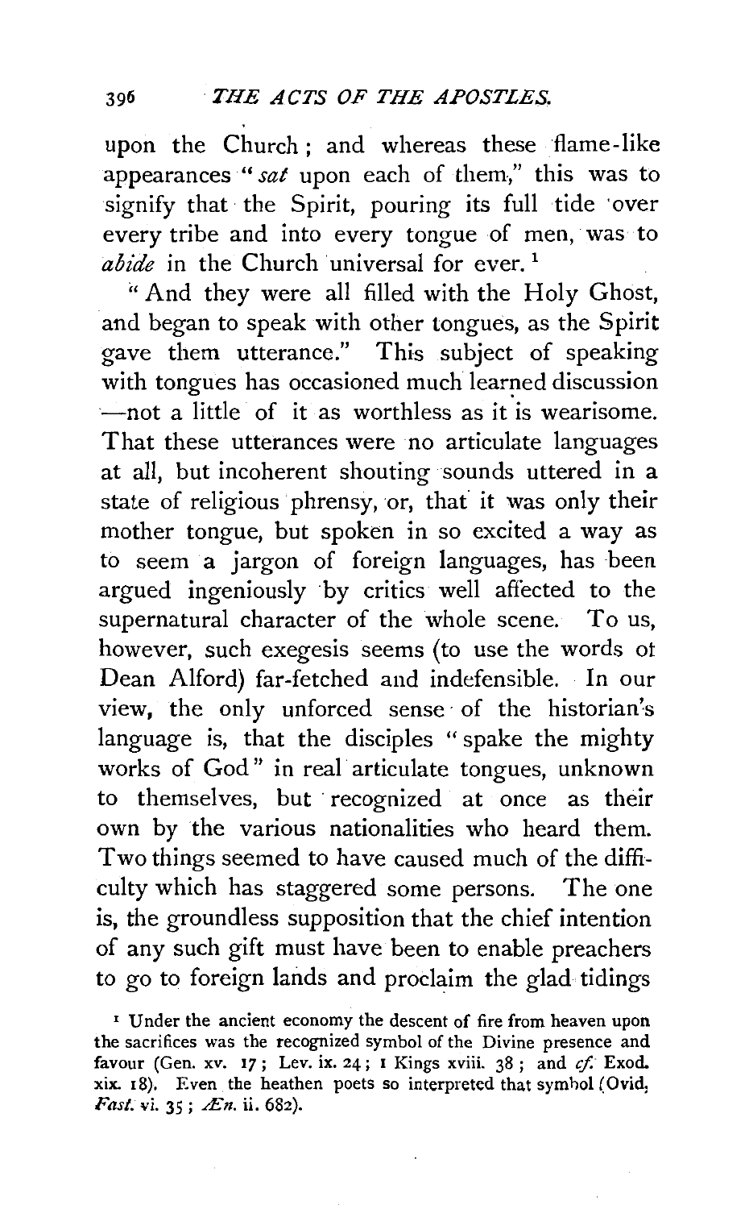upon the Church; and whereas these flame-like appearances "*sat* upon each of them," this was to signify that the Spirit, pouring its full tide over every tribe and into every tongue of men, was to *abide* in the Church universal for ever.[1]

"And they were all filled with the Holy Ghost, and began to speak with other tongues, as the Spirit gave them utterance." This subject of speaking with tongues has occasioned much learned discussion —not a little of it as worthless as it is wearisome. That these utterances were no articulate languages at all, but incoherent shouting sounds uttered in a state of religious phrensy, or, that it was only their mother tongue, but spoken in so excited a way as to seem a jargon of foreign languages, has been argued ingeniously by critics well affected to the supernatural character of the whole scene. To us, however, such exegesis seems (to use the words of Dean Alford) far-fetched and indefensible. In our view, the only unforced sense of the historian's language is, that the disciples "spake the mighty works of God" in real articulate tongues, unknown to themselves, but recognized at once as their own by the various nationalities who heard them. Two things seemed to have caused much of the difficulty which has staggered some persons. The one is, the groundless supposition that the chief intention of any such gift must have been to enable preachers to go to foreign lands and proclaim the glad tidings

[1] Under the ancient economy the descent of fire from heaven upon the sacrifices was the recognized symbol of the Divine presence and favour (Gen. xv. 17; Lev. ix. 24; 1 Kings xviii. 38; and *cf.* Exod. xix. 18). Even the heathen poets so interpreted that symbol (Ovid, *Fast.* vi. 35; *Æn.* ii. 682).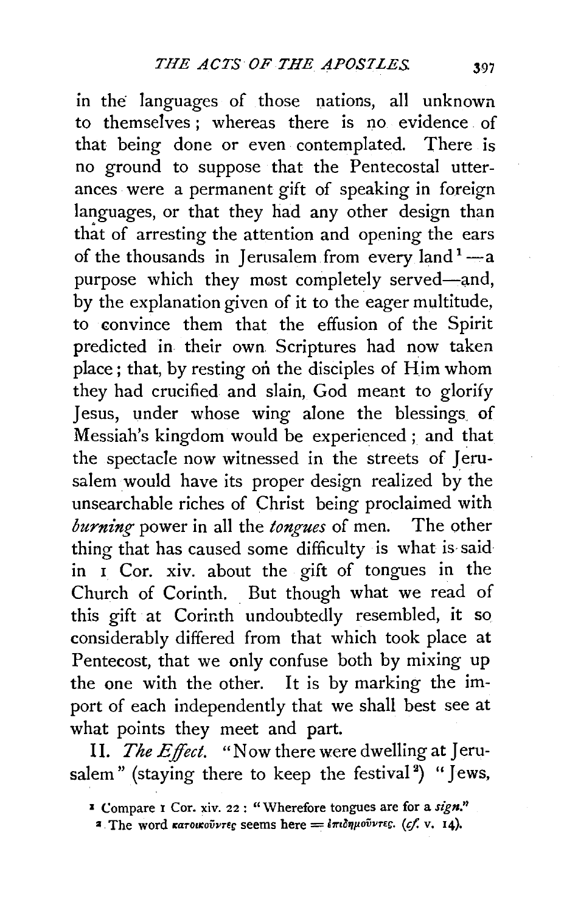in the languages of those nations, all unknown to themselves; whereas there is no evidence of that being done or even contemplated. There is no ground to suppose that the Pentecostal utterances were a permanent gift of speaking in foreign languages, or that they had any other design than that of arresting the attention and opening the ears of the thousands in Jerusalem from every land[1]—a purpose which they most completely served—and, by the explanation given of it to the eager multitude, to convince them that the effusion of the Spirit predicted in their own Scriptures had now taken place; that, by resting on the disciples of Him whom they had crucified and slain, God meant to glorify Jesus, under whose wing alone the blessings of Messiah's kingdom would be experienced; and that the spectacle now witnessed in the streets of Jerusalem would have its proper design realized by the unsearchable riches of Christ being proclaimed with *burning* power in all the *tongues* of men. The other thing that has caused some difficulty is what is said in 1 Cor. xiv. about the gift of tongues in the Church of Corinth. But though what we read of this gift at Corinth undoubtedly resembled, it so considerably differed from that which took place at Pentecost, that we only confuse both by mixing up the one with the other. It is by marking the import of each independently that we shall best see at what points they meet and part.

II. *The Effect.* "Now there were dwelling at Jerusalem" (staying there to keep the festival[2]) "Jews,

[1] Compare 1 Cor. xiv. 22: "Wherefore tongues are for a *sign*."

[2] The word κατοικοῦντες seems here = ἐπιδημοῦντες. (*cf.* v. 14).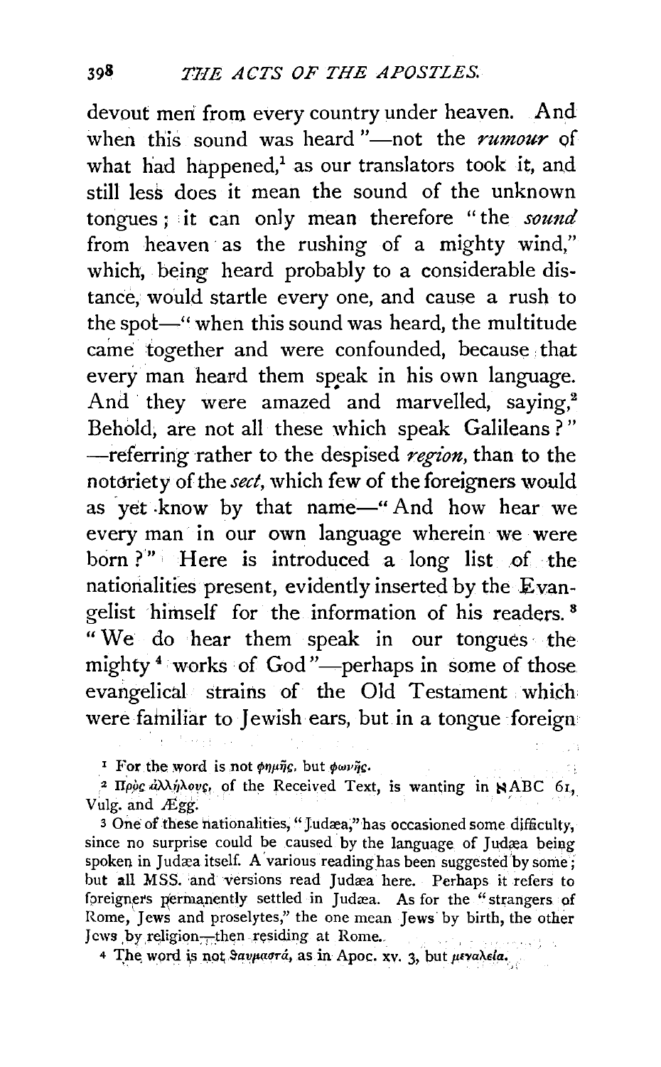devout men from every country under heaven. And when this sound was heard"—not the *rumour* of what had happened,[1] as our translators took it, and still less does it mean the sound of the unknown tongues; it can only mean therefore "the *sound* from heaven as the rushing of a mighty wind," which, being heard probably to a considerable distance, would startle every one, and cause a rush to the spot—"when this sound was heard, the multitude came together and were confounded, because that every man heard them speak in his own language. And they were amazed and marvelled, saying,[2] Behold, are not all these which speak Galileans?" —referring rather to the despised *region*, than to the notoriety of the *sect*, which few of the foreigners would as yet know by that name—"And how hear we every man in our own language wherein we were born?" Here is introduced a long list of the nationalities present, evidently inserted by the Evangelist himself for the information of his readers.[3] "We do hear them speak in our tongues the mighty[4] works of God"—perhaps in some of those evangelical strains of the Old Testament which were familiar to Jewish ears, but in a tongue foreign

---

[1] For the word is not φημῆς, but φωνῆς.

[2] Πρὸς ἀλλήλους, of the Received Text, is wanting in ℵABC 61, Vulg. and Ægg.

[3] One of these nationalities, "Judæa," has occasioned some difficulty, since no surprise could be caused by the language of Judæa being spoken in Judæa itself. A various reading has been suggested by some; but all MSS. and versions read Judæa here. Perhaps it refers to foreigners permanently settled in Judæa. As for the "strangers of Rome, Jews and proselytes," the one mean Jews by birth, the other Jews by religion—then residing at Rome.

[4] The word is not θαυμαστά, as in Apoc. xv. 3, but μεγαλεία.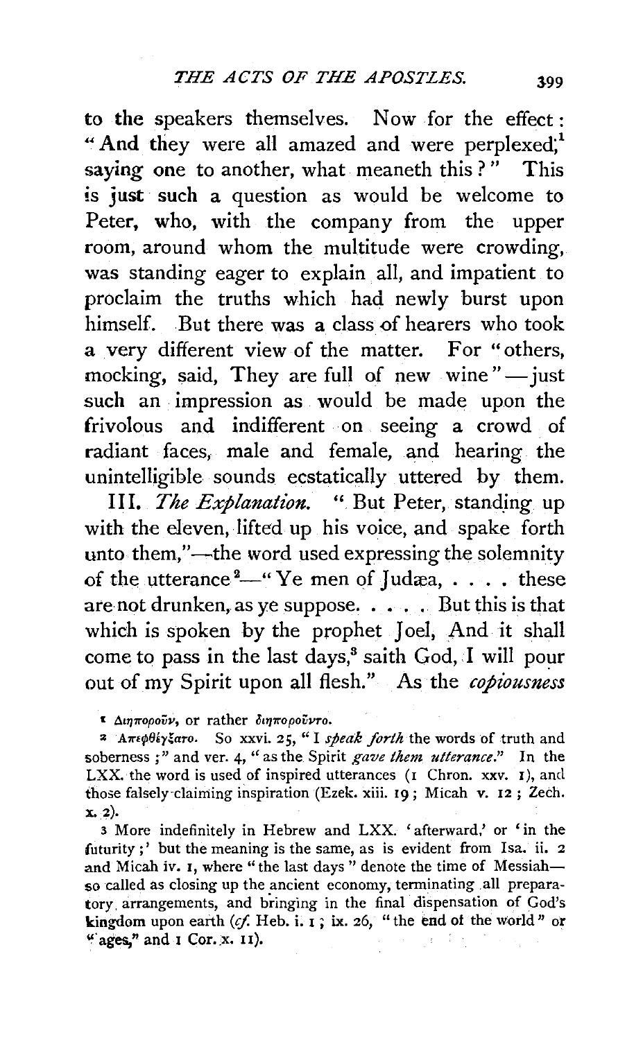to the speakers themselves. Now for the effect: "And they were all amazed and were perplexed;[1] saying one to another, what meaneth this?" This is just such a question as would be welcome to Peter, who, with the company from the upper room, around whom the multitude were crowding, was standing eager to explain all, and impatient to proclaim the truths which had newly burst upon himself. But there was a class of hearers who took a very different view of the matter. For "others, mocking, said, They are full of new wine"—just such an impression as would be made upon the frivolous and indifferent on seeing a crowd of radiant faces, male and female, and hearing the unintelligible sounds ecstatically uttered by them.

III. *The Explanation.* "But Peter, standing up with the eleven, lifted up his voice, and spake forth unto them,"—the word used expressing the solemnity of the utterance[2]—"Ye men of Judæa, . . . . these are not drunken, as ye suppose. . . . . But this is that which is spoken by the prophet Joel, And it shall come to pass in the last days,[3] saith God, I will pour out of my Spirit upon all flesh." As the *copiousness*

[1] Διηπορουν, or rather διηπορουντο.

[2] Απεφθέγξατο. So xxvi. 25, "I *speak forth* the words of truth and soberness;" and ver. 4, "as the Spirit *gave them utterance.*" In the LXX. the word is used of inspired utterances (1 Chron. xxv. 1), and those falsely-claiming inspiration (Ezek. xiii. 19; Micah v. 12; Zech. x. 2).

[3] More indefinitely in Hebrew and LXX. 'afterward,' or 'in the futurity;' but the meaning is the same, as is evident from Isa. ii. 2 and Micah iv. 1, where "the last days" denote the time of Messiah—so called as closing up the ancient economy, terminating all preparatory arrangements, and bringing in the final dispensation of God's kingdom upon earth (*cf.* Heb. i. 1; ix. 26, "the end of the world" or "ages," and 1 Cor. x. 11).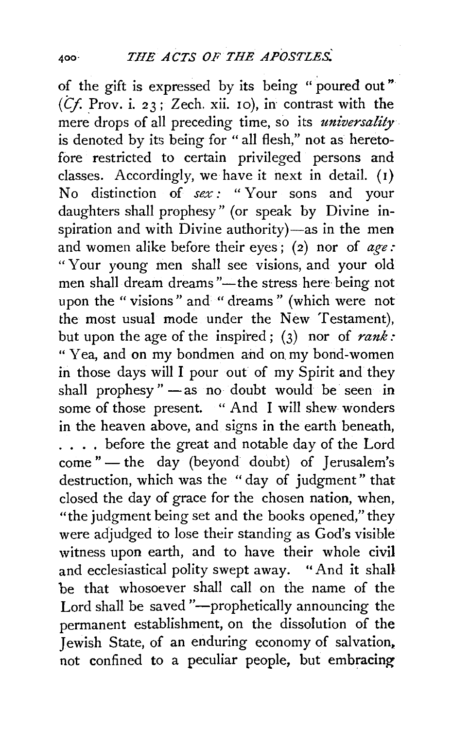of the gift is expressed by its being "poured out" (*Cf.* Prov. i. 23; Zech. xii. 10), in contrast with the mere drops of all preceding time, so its *universality* is denoted by its being for "all flesh," not as heretofore restricted to certain privileged persons and classes. Accordingly, we have it next in detail. (1) No distinction of *sex:* "Your sons and your daughters shall prophesy" (or speak by Divine inspiration and with Divine authority)—as in the men and women alike before their eyes; (2) nor of *age:* "Your young men shall see visions, and your old men shall dream dreams"—the stress here being not upon the "visions" and "dreams" (which were not the most usual mode under the New Testament), but upon the age of the inspired; (3) nor of *rank:* "Yea, and on my bondmen and on my bond-women in those days will I pour out of my Spirit and they shall prophesy"—as no doubt would be seen in some of those present. "And I will shew wonders in the heaven above, and signs in the earth beneath, . . . . before the great and notable day of the Lord come"—the day (beyond doubt) of Jerusalem's destruction, which was the "day of judgment" that closed the day of grace for the chosen nation, when, "the judgment being set and the books opened," they were adjudged to lose their standing as God's visible witness upon earth, and to have their whole civil and ecclesiastical polity swept away. "And it shall be that whosoever shall call on the name of the Lord shall be saved"—prophetically announcing the permanent establishment, on the dissolution of the Jewish State, of an enduring economy of salvation, not confined to a peculiar people, but embracing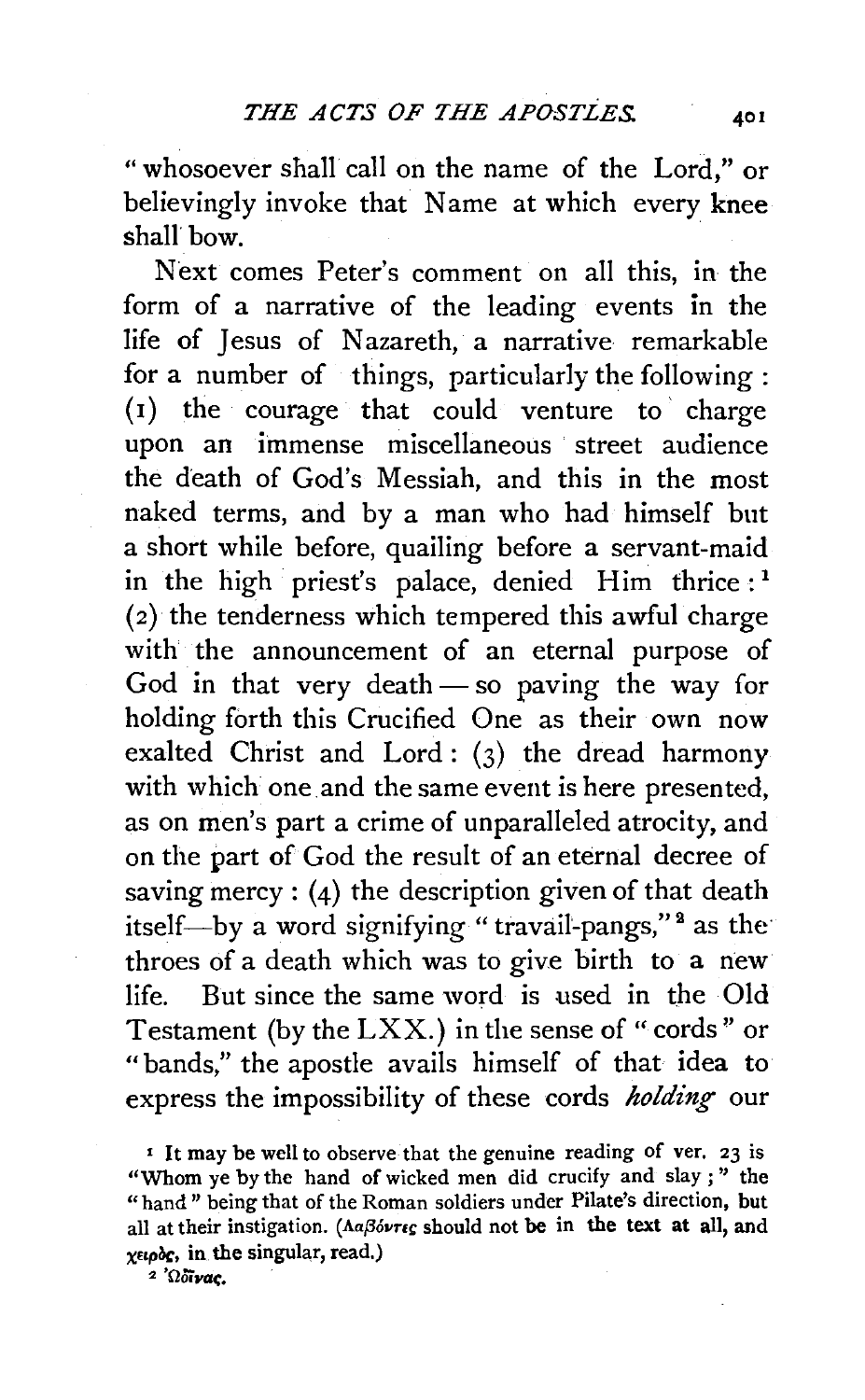"whosoever shall call on the name of the Lord," or believingly invoke that Name at which every knee shall bow.

Next comes Peter's comment on all this, in the form of a narrative of the leading events in the life of Jesus of Nazareth, a narrative remarkable for a number of things, particularly the following: (1) the courage that could venture to charge upon an immense miscellaneous street audience the death of God's Messiah, and this in the most naked terms, and by a man who had himself but a short while before, quailing before a servant-maid in the high priest's palace, denied Him thrice:[1] (2) the tenderness which tempered this awful charge with the announcement of an eternal purpose of God in that very death — so paving the way for holding forth this Crucified One as their own now exalted Christ and Lord: (3) the dread harmony with which one and the same event is here presented, as on men's part a crime of unparalleled atrocity, and on the part of God the result of an eternal decree of saving mercy: (4) the description given of that death itself—by a word signifying "travail-pangs,"[2] as the throes of a death which was to give birth to a new life. But since the same word is used in the Old Testament (by the LXX.) in the sense of "cords" or "bands," the apostle avails himself of that idea to express the impossibility of these cords *holding* our

[1] It may be well to observe that the genuine reading of ver. 23 is "Whom ye by the hand of wicked men did crucify and slay;" the "hand" being that of the Roman soldiers under Pilate's direction, but all at their instigation. (Λαβόντες should not be in the text at all, and χειρὸς, in the singular, read.)

[2] Ὠδῖνας.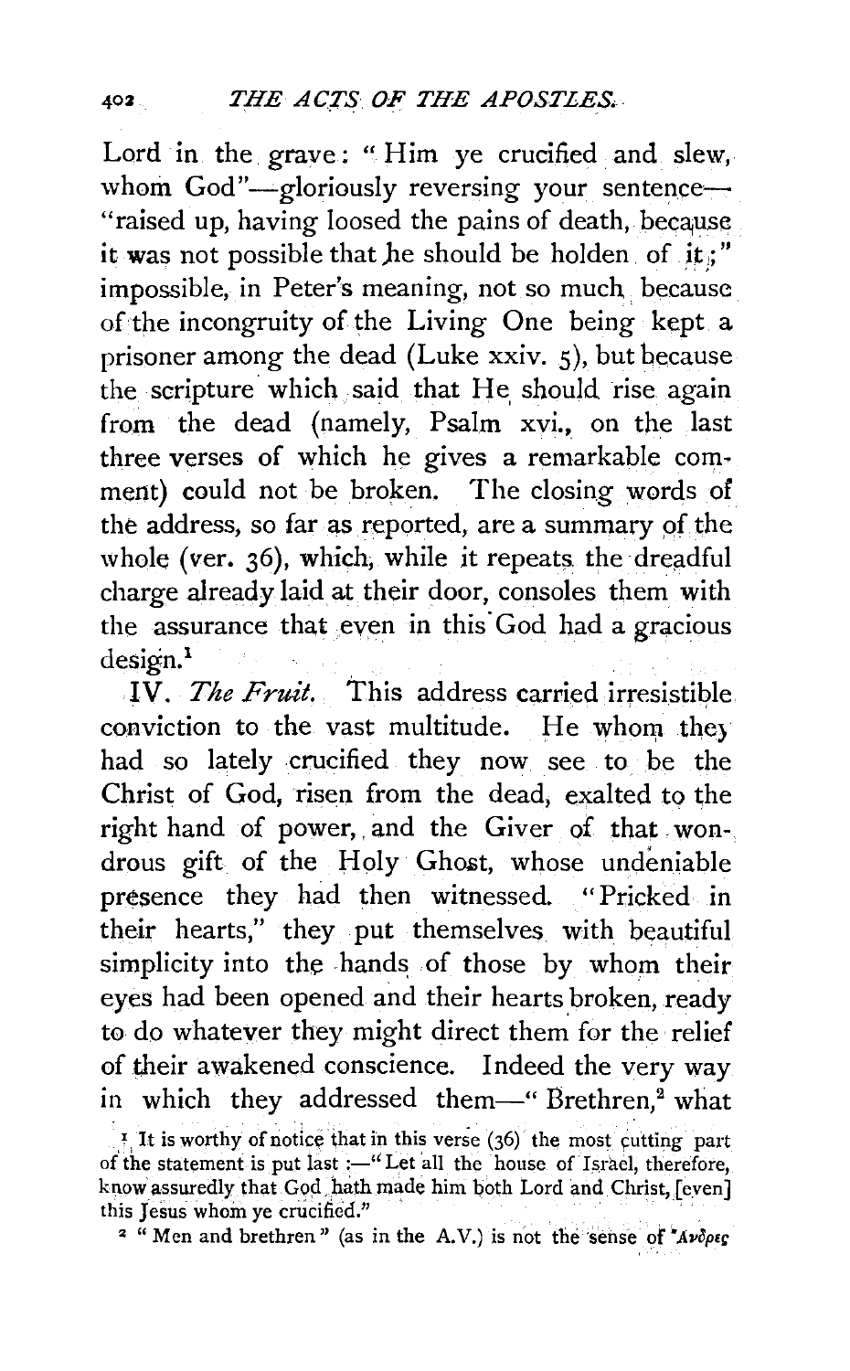Lord in the grave: "Him ye crucified and slew, whom God"—gloriously reversing your sentence—"raised up, having loosed the pains of death, because it was not possible that he should be holden of it;" impossible, in Peter's meaning, not so much because of the incongruity of the Living One being kept a prisoner among the dead (Luke xxiv. 5), but because the scripture which said that He should rise again from the dead (namely, Psalm xvi., on the last three verses of which he gives a remarkable comment) could not be broken. The closing words of the address, so far as reported, are a summary of the whole (ver. 36), which, while it repeats the dreadful charge already laid at their door, consoles them with the assurance that even in this God had a gracious design.[1]

IV. *The Fruit.* This address carried irresistible conviction to the vast multitude. He whom they had so lately crucified they now see to be the Christ of God, risen from the dead, exalted to the right hand of power, and the Giver of that wondrous gift of the Holy Ghost, whose undeniable presence they had then witnessed. "Pricked in their hearts," they put themselves with beautiful simplicity into the hands of those by whom their eyes had been opened and their hearts broken, ready to do whatever they might direct them for the relief of their awakened conscience. Indeed the very way in which they addressed them—"Brethren,[2] what

[1] It is worthy of notice that in this verse (36) the most cutting part of the statement is put last :—"Let all the house of Israel, therefore, know assuredly that God hath made him both Lord and Christ, [even] this Jesus whom ye crucified."

[2] "Men and brethren" (as in the A.V.) is not the sense of Ἄνδρες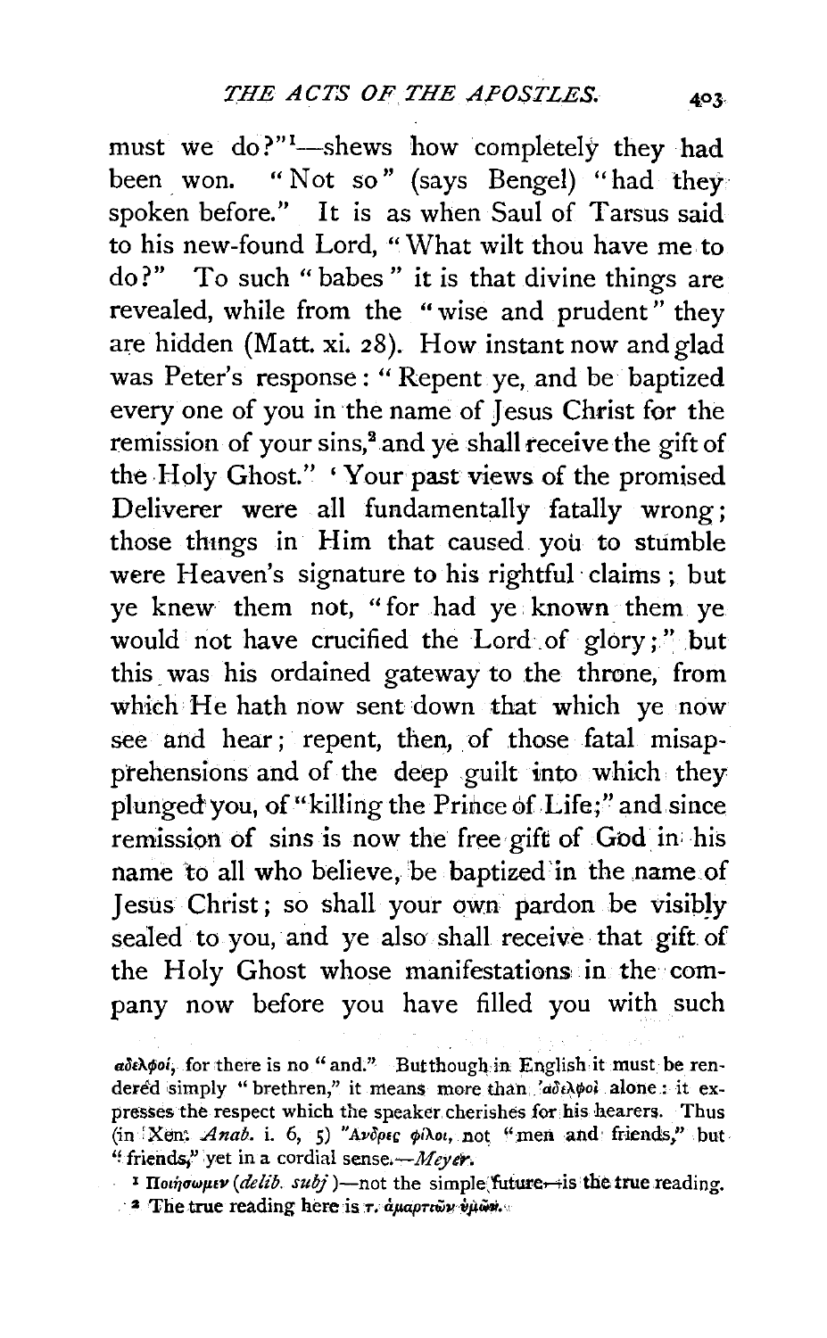must we do?"[1]—shews how completely they had been won. "Not so" (says Bengel) "had they spoken before." It is as when Saul of Tarsus said to his new-found Lord, "What wilt thou have me to do?" To such "babes" it is that divine things are revealed, while from the "wise and prudent" they are hidden (Matt. xi. 28). How instant now and glad was Peter's response: "Repent ye, and be baptized every one of you in the name of Jesus Christ for the remission of your sins,[2] and ye shall receive the gift of the Holy Ghost." 'Your past views of the promised Deliverer were all fundamentally fatally wrong; those things in Him that caused you to stumble were Heaven's signature to his rightful claims; but ye knew them not, "for had ye known them ye would not have crucified the Lord of glory;" but this was his ordained gateway to the throne, from which He hath now sent down that which ye now see and hear; repent, then, of those fatal misapprehensions and of the deep guilt into which they plunged you, of "killing the Prince of Life;" and since remission of sins is now the free gift of God in his name to all who believe, be baptized in the name of Jesus Christ; so shall your own pardon be visibly sealed to you, and ye also shall receive that gift of the Holy Ghost whose manifestations in the company now before you have filled you with such

ἀδελφοί, for there is no "and." But though in English it must be rendered simply "brethren," it means more than ἀδελφοί alone: it expresses the respect which the speaker cherishes for his hearers. Thus (in Xen. *Anab.* i. 6, 5) Ἄνδρες φίλοι, not "men and friends," but "friends," yet in a cordial sense.—*Meyer.*

[1] Ποιήσωμεν (*delib. subj*)—not the simple future—is the true reading.

[2] The true reading here is τ. ἁμαρτιῶν ὑμῶν.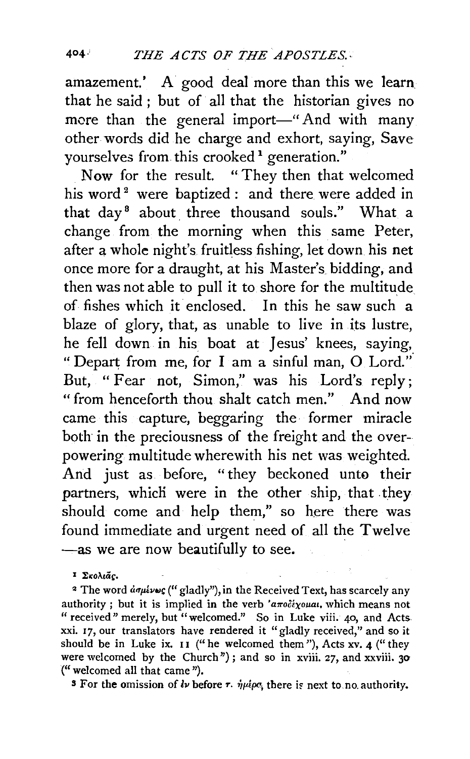amazement.' A good deal more than this we learn that he said; but of all that the historian gives no more than the general import—"And with many other words did he charge and exhort, saying, Save yourselves from this crooked[1] generation."

Now for the result. "They then that welcomed his word[2] were baptized: and there were added in that day[3] about three thousand souls." What a change from the morning when this same Peter, after a whole night's fruitless fishing, let down his net once more for a draught, at his Master's bidding, and then was not able to pull it to shore for the multitude of fishes which it enclosed. In this he saw such a blaze of glory, that, as unable to live in its lustre, he fell down in his boat at Jesus' knees, saying, "Depart from me, for I am a sinful man, O Lord." But, "Fear not, Simon," was his Lord's reply; "from henceforth thou shalt catch men." And now came this capture, beggaring the former miracle both in the preciousness of the freight and the overpowering multitude wherewith his net was weighted. And just as before, "they beckoned unto their partners, which were in the other ship, that they should come and help them," so here there was found immediate and urgent need of all the Twelve—as we are now beautifully to see.

[1] Σκολιᾶς.

[2] The word ἀσμένως ("gladly"), in the Received Text, has scarcely any authority; but it is implied in the verb ἀποδέχομαι, which means not "received" merely, but "welcomed." So in Luke viii. 40, and Acts xxi. 17, our translators have rendered it "gladly received," and so it should be in Luke ix. 11 ("he welcomed them"), Acts xv. 4 ("they were welcomed by the Church"); and so in xviii. 27, and xxviii. 30 ("welcomed all that came").

[3] For the omission of ἐν before τ. ἡμέρᾳ, there is next to no authority.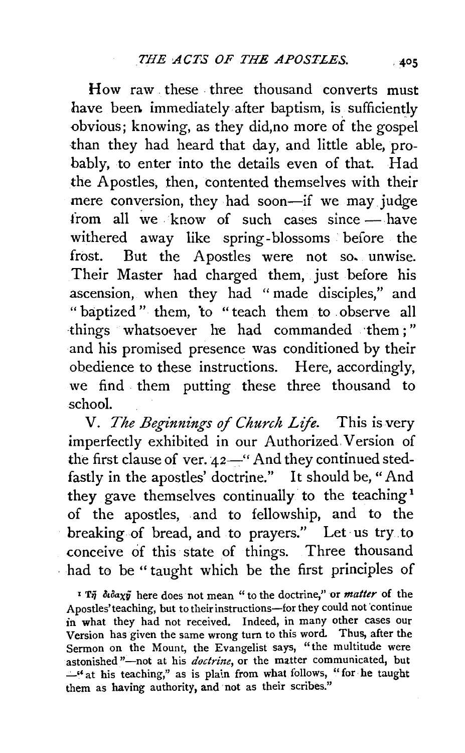How raw these three thousand converts must have been immediately after baptism, is sufficiently obvious; knowing, as they did, no more of the gospel than they had heard that day, and little able, probably, to enter into the details even of that. Had the Apostles, then, contented themselves with their mere conversion, they had soon—if we may judge from all we know of such cases since — have withered away like spring-blossoms before the frost. But the Apostles were not so unwise. Their Master had charged them, just before his ascension, when they had "made disciples," and "baptized" them, to "teach them to observe all things whatsoever he had commanded them;" and his promised presence was conditioned by their obedience to these instructions. Here, accordingly, we find them putting these three thousand to school.

V. *The Beginnings of Church Life.* This is very imperfectly exhibited in our Authorized Version of the first clause of ver. 42—"And they continued stedfastly in the apostles' doctrine." It should be, "And they gave themselves continually to the teaching[1] of the apostles, and to fellowship, and to the breaking of bread, and to prayers." Let us try to conceive of this state of things. Three thousand had to be "taught which be the first principles of

[1] Τῇ διδαχῇ here does not mean "to the doctrine," or *matter* of the Apostles' teaching, but to their instructions—for they could not continue in what they had not received. Indeed, in many other cases our Version has given the same wrong turn to this word. Thus, after the Sermon on the Mount, the Evangelist says, "the multitude were astonished"—not at his *doctrine*, or the matter communicated, but —"at his teaching," as is plain from what follows, "for he taught them as having authority, and not as their scribes."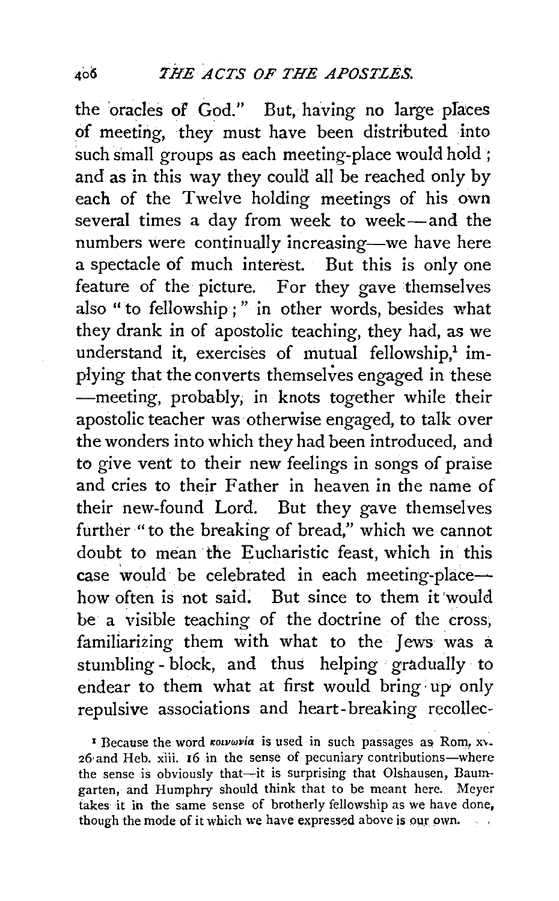the oracles of God." But, having no large places of meeting, they must have been distributed into such small groups as each meeting-place would hold; and as in this way they could all be reached only by each of the Twelve holding meetings of his own several times a day from week to week—and the numbers were continually increasing—we have here a spectacle of much interest. But this is only one feature of the picture. For they gave themselves also "to fellowship;" in other words, besides what they drank in of apostolic teaching, they had, as we understand it, exercises of mutual fellowship,[1] implying that the converts themselves engaged in these —meeting, probably, in knots together while their apostolic teacher was otherwise engaged, to talk over the wonders into which they had been introduced, and to give vent to their new feelings in songs of praise and cries to their Father in heaven in the name of their new-found Lord. But they gave themselves further "to the breaking of bread," which we cannot doubt to mean the Eucharistic feast, which in this case would be celebrated in each meeting-place— how often is not said. But since to them it would be a visible teaching of the doctrine of the cross, familiarizing them with what to the Jews was a stumbling-block, and thus helping gradually to endear to them what at first would bring up only repulsive associations and heart-breaking recollec-

[1] Because the word κοινωνία is used in such passages as Rom, xv. 26 and Heb. xiii. 16 in the sense of pecuniary contributions—where the sense is obviously that—it is surprising that Olshausen, Baumgarten, and Humphry should think that to be meant here. Meyer takes it in the same sense of brotherly fellowship as we have done, though the mode of it which we have expressed above is our own.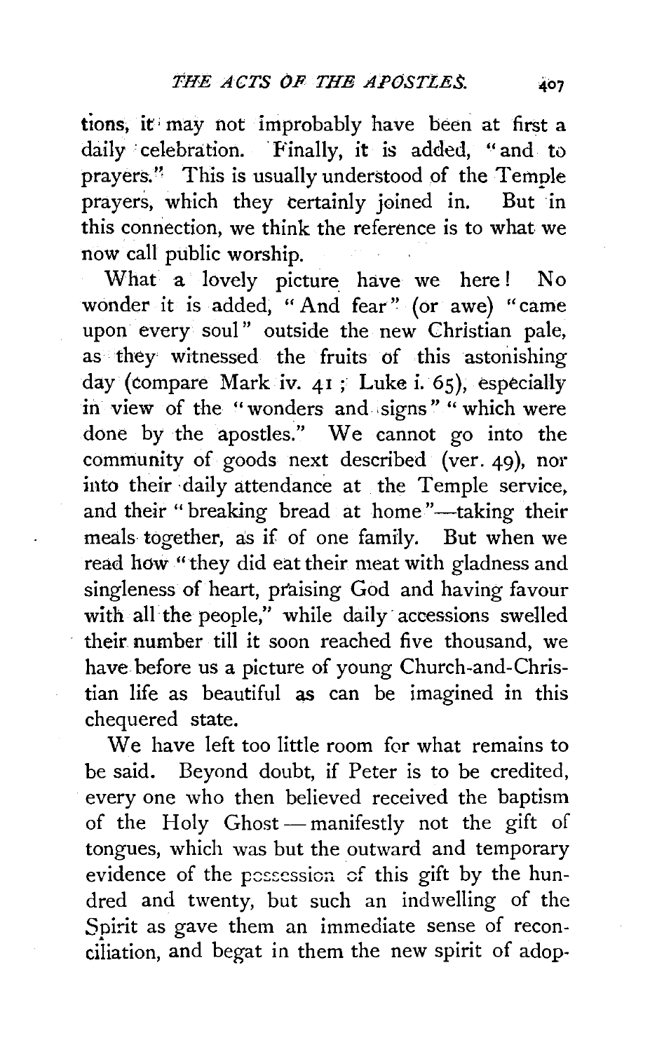tions, it may not improbably have been at first a daily celebration. Finally, it is added, "and to prayers." This is usually understood of the Temple prayers, which they certainly joined in. But in this connection, we think the reference is to what we now call public worship.

What a lovely picture have we here! No wonder it is added, "And fear" (or awe) "came upon every soul" outside the new Christian pale, as they witnessed the fruits of this astonishing day (compare Mark iv. 41; Luke i. 65), especially in view of the "wonders and signs" "which were done by the apostles." We cannot go into the community of goods next described (ver. 49), nor into their daily attendance at the Temple service, and their "breaking bread at home"—taking their meals together, as if of one family. But when we read how "they did eat their meat with gladness and singleness of heart, praising God and having favour with all the people," while daily accessions swelled their number till it soon reached five thousand, we have before us a picture of young Church-and-Christian life as beautiful as can be imagined in this chequered state.

We have left too little room for what remains to be said. Beyond doubt, if Peter is to be credited, every one who then believed received the baptism of the Holy Ghost — manifestly not the gift of tongues, which was but the outward and temporary evidence of the possession of this gift by the hundred and twenty, but such an indwelling of the Spirit as gave them an immediate sense of reconciliation, and begat in them the new spirit of adop-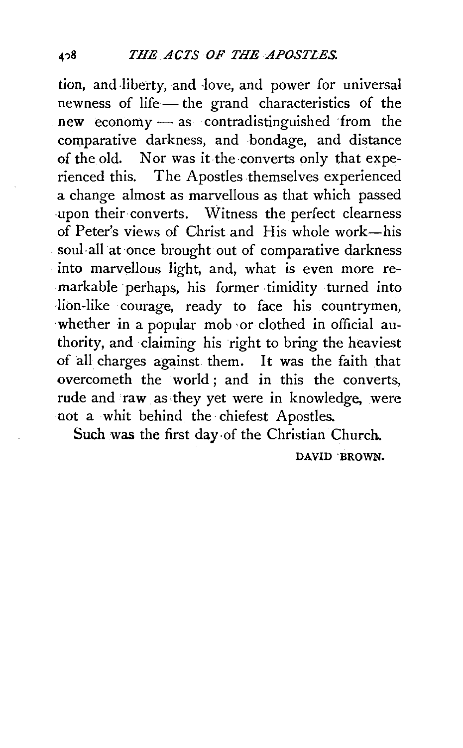tion, and liberty, and love, and power for universal newness of life — the grand characteristics of the new economy — as contradistinguished from the comparative darkness, and bondage, and distance of the old. Nor was it the converts only that experienced this. The Apostles themselves experienced a change almost as marvellous as that which passed upon their converts. Witness the perfect clearness of Peter's views of Christ and His whole work—his soul all at once brought out of comparative darkness into marvellous light, and, what is even more remarkable perhaps, his former timidity turned into lion-like courage, ready to face his countrymen, whether in a popular mob or clothed in official authority, and claiming his right to bring the heaviest of all charges against them. It was the faith that overcometh the world; and in this the converts, rude and raw as they yet were in knowledge, were not a whit behind the chiefest Apostles.

Such was the first day of the Christian Church.

DAVID BROWN.